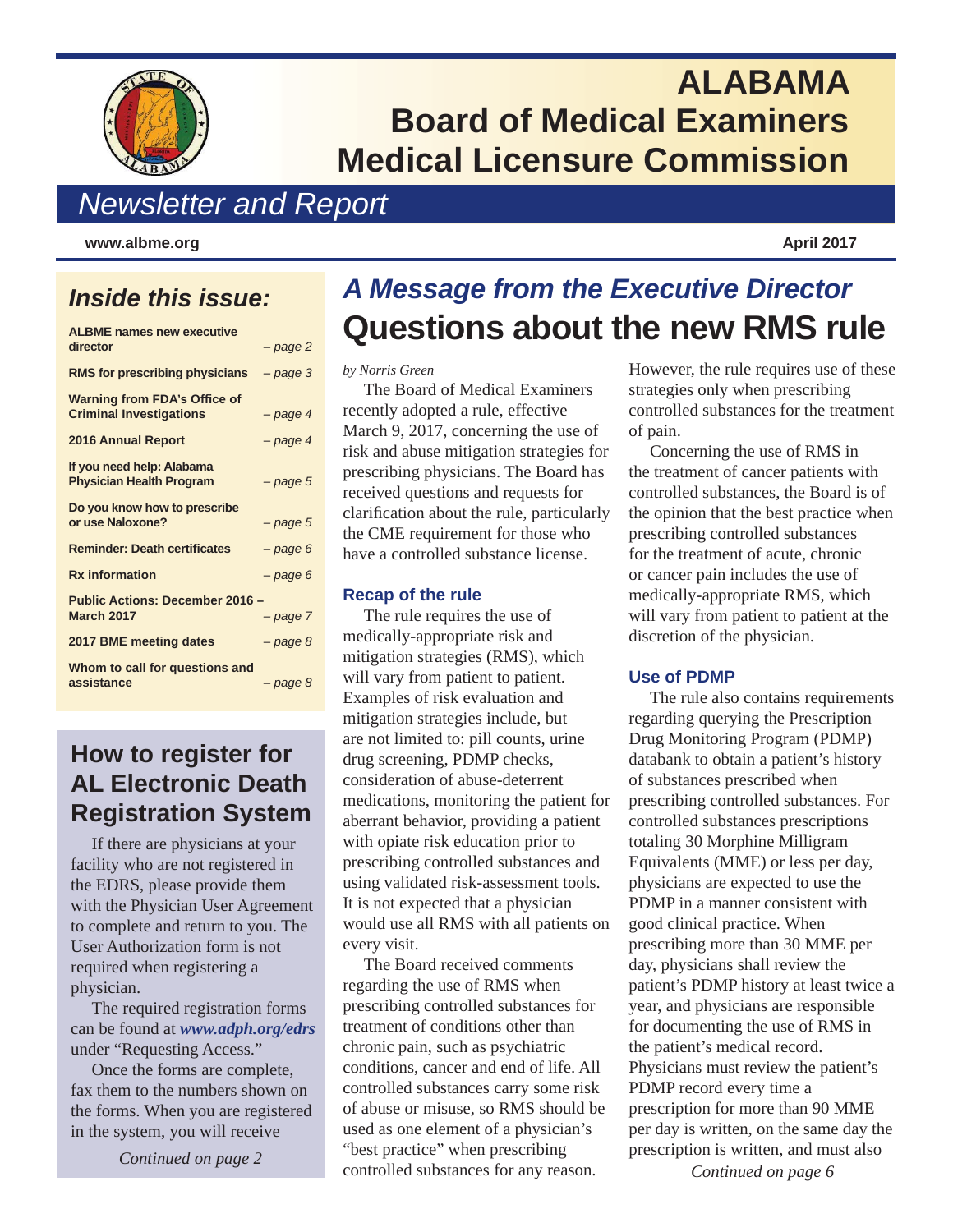# ALABAMA
# Board of Medical Examiners
# Medical Licensure Commission

## Newsletter and Report

**www.albme.org** **April 2017**

### Inside this issue:

| | |
|---|---|
| **ALBME names new executive director** | *– page 2* |
| **RMS for prescribing physicians** | *– page 3* |
| **Warning from FDA's Office of Criminal Investigations** | *– page 4* |
| **2016 Annual Report** | *– page 4* |
| **If you need help: Alabama Physician Health Program** | *– page 5* |
| **Do you know how to prescribe or use Naloxone?** | *– page 5* |
| **Reminder: Death certificates** | *– page 6* |
| **Rx information** | *– page 6* |
| **Public Actions: December 2016 – March 2017** | *– page 7* |
| **2017 BME meeting dates** | *– page 8* |
| **Whom to call for questions and assistance** | *– page 8* |

## How to register for AL Electronic Death Registration System

If there are physicians at your facility who are not registered in the EDRS, please provide them with the Physician User Agreement to complete and return to you. The User Authorization form is not required when registering a physician.

The required registration forms can be found at ***www.adph.org/edrs*** under "Requesting Access."

Once the forms are complete, fax them to the numbers shown on the forms. When you are registered in the system, you will receive

*Continued on page 2*

## *A Message from the Executive Director*
# Questions about the new RMS rule

*by Norris Green*

The Board of Medical Examiners recently adopted a rule, effective March 9, 2017, concerning the use of risk and abuse mitigation strategies for prescribing physicians. The Board has received questions and requests for clarification about the rule, particularly the CME requirement for those who have a controlled substance license.

### Recap of the rule

The rule requires the use of medically-appropriate risk and mitigation strategies (RMS), which will vary from patient to patient. Examples of risk evaluation and mitigation strategies include, but are not limited to: pill counts, urine drug screening, PDMP checks, consideration of abuse-deterrent medications, monitoring the patient for aberrant behavior, providing a patient with opiate risk education prior to prescribing controlled substances and using validated risk-assessment tools. It is not expected that a physician would use all RMS with all patients on every visit.

The Board received comments regarding the use of RMS when prescribing controlled substances for treatment of conditions other than chronic pain, such as psychiatric conditions, cancer and end of life. All controlled substances carry some risk of abuse or misuse, so RMS should be used as one element of a physician's "best practice" when prescribing controlled substances for any reason. However, the rule requires use of these strategies only when prescribing controlled substances for the treatment of pain.

Concerning the use of RMS in the treatment of cancer patients with controlled substances, the Board is of the opinion that the best practice when prescribing controlled substances for the treatment of acute, chronic or cancer pain includes the use of medically-appropriate RMS, which will vary from patient to patient at the discretion of the physician.

### Use of PDMP

The rule also contains requirements regarding querying the Prescription Drug Monitoring Program (PDMP) databank to obtain a patient's history of substances prescribed when prescribing controlled substances. For controlled substances prescriptions totaling 30 Morphine Milligram Equivalents (MME) or less per day, physicians are expected to use the PDMP in a manner consistent with good clinical practice. When prescribing more than 30 MME per day, physicians shall review the patient's PDMP history at least twice a year, and physicians are responsible for documenting the use of RMS in the patient's medical record. Physicians must review the patient's PDMP record every time a prescription for more than 90 MME per day is written, on the same day the prescription is written, and must also

*Continued on page 6*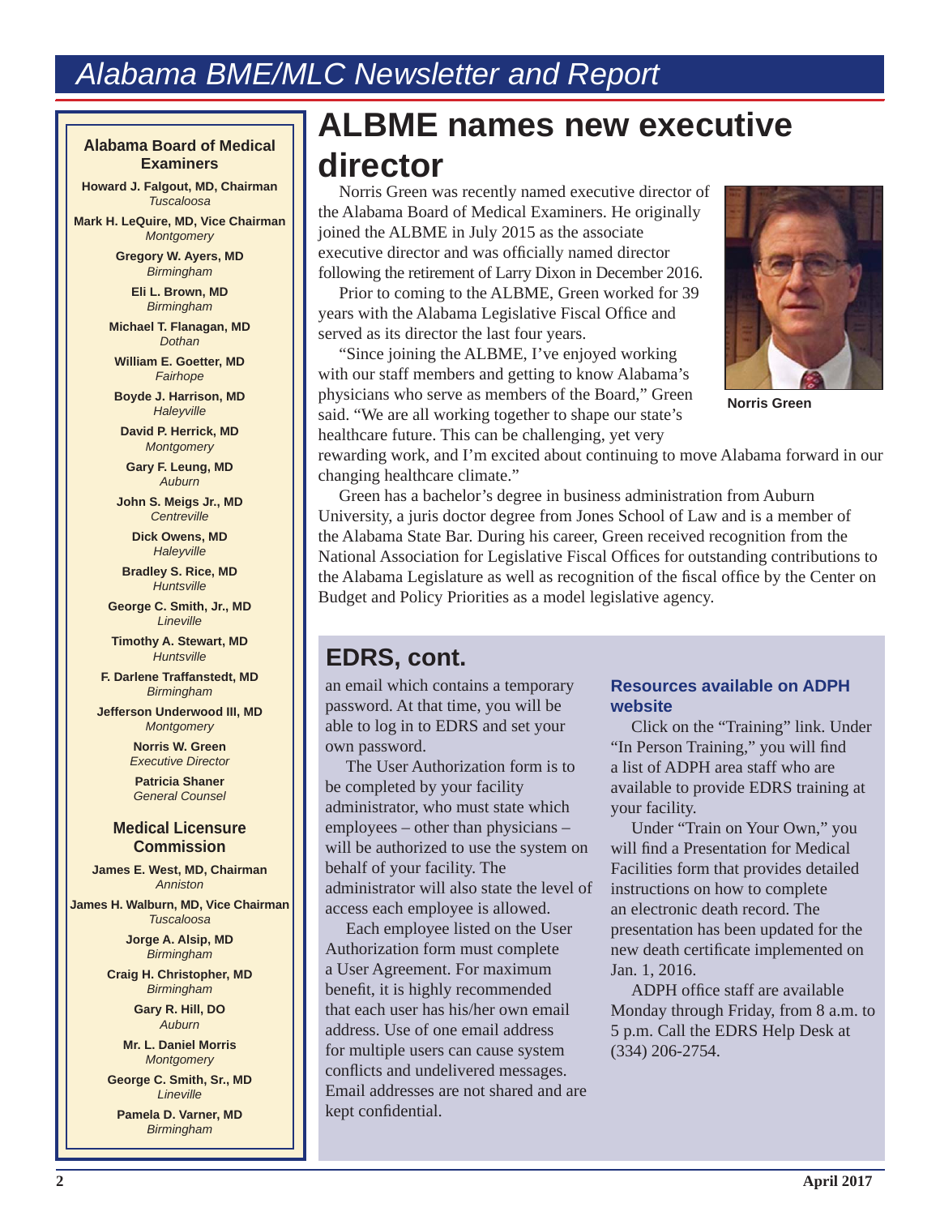### Alabama Board of Medical Examiners

**Howard J. Falgout, MD, Chairman**
*Tuscaloosa*

**Mark H. LeQuire, MD, Vice Chairman**
*Montgomery*

**Gregory W. Ayers, MD**
*Birmingham*

**Eli L. Brown, MD**
*Birmingham*

**Michael T. Flanagan, MD**
*Dothan*

**William E. Goetter, MD**
*Fairhope*

**Boyde J. Harrison, MD**
*Haleyville*

**David P. Herrick, MD**
*Montgomery*

**Gary F. Leung, MD**
*Auburn*

**John S. Meigs Jr., MD**
*Centreville*

**Dick Owens, MD**
*Haleyville*

**Bradley S. Rice, MD**
*Huntsville*

**George C. Smith, Jr., MD**
*Lineville*

**Timothy A. Stewart, MD**
*Huntsville*

**F. Darlene Traffanstedt, MD**
*Birmingham*

**Jefferson Underwood III, MD**
*Montgomery*

**Norris W. Green**
*Executive Director*

**Patricia Shaner**
*General Counsel*

### Medical Licensure Commission

**James E. West, MD, Chairman**
*Anniston*

**James H. Walburn, MD, Vice Chairman**
*Tuscaloosa*

**Jorge A. Alsip, MD**
*Birmingham*

**Craig H. Christopher, MD**
*Birmingham*

**Gary R. Hill, DO**
*Auburn*

**Mr. L. Daniel Morris**
*Montgomery*

**George C. Smith, Sr., MD**
*Lineville*

**Pamela D. Varner, MD**
*Birmingham*

# ALBME names new executive director

Norris Green was recently named executive director of the Alabama Board of Medical Examiners. He originally joined the ALBME in July 2015 as the associate executive director and was officially named director following the retirement of Larry Dixon in December 2016.

Prior to coming to the ALBME, Green worked for 39 years with the Alabama Legislative Fiscal Office and served as its director the last four years.

"Since joining the ALBME, I've enjoyed working with our staff members and getting to know Alabama's physicians who serve as members of the Board," Green said. "We are all working together to shape our state's healthcare future. This can be challenging, yet very rewarding work, and I'm excited about continuing to move Alabama forward in our changing healthcare climate."

**Norris Green**

Green has a bachelor's degree in business administration from Auburn University, a juris doctor degree from Jones School of Law and is a member of the Alabama State Bar. During his career, Green received recognition from the National Association for Legislative Fiscal Offices for outstanding contributions to the Alabama Legislature as well as recognition of the fiscal office by the Center on Budget and Policy Priorities as a model legislative agency.

## EDRS, cont.

an email which contains a temporary password. At that time, you will be able to log in to EDRS and set your own password.

The User Authorization form is to be completed by your facility administrator, who must state which employees – other than physicians – will be authorized to use the system on behalf of your facility. The administrator will also state the level of access each employee is allowed.

Each employee listed on the User Authorization form must complete a User Agreement. For maximum benefit, it is highly recommended that each user has his/her own email address. Use of one email address for multiple users can cause system conflicts and undelivered messages. Email addresses are not shared and are kept confidential.

### Resources available on ADPH website

Click on the "Training" link. Under "In Person Training," you will find a list of ADPH area staff who are available to provide EDRS training at your facility.

Under "Train on Your Own," you will find a Presentation for Medical Facilities form that provides detailed instructions on how to complete an electronic death record. The presentation has been updated for the new death certificate implemented on Jan. 1, 2016.

ADPH office staff are available Monday through Friday, from 8 a.m. to 5 p.m. Call the EDRS Help Desk at (334) 206-2754.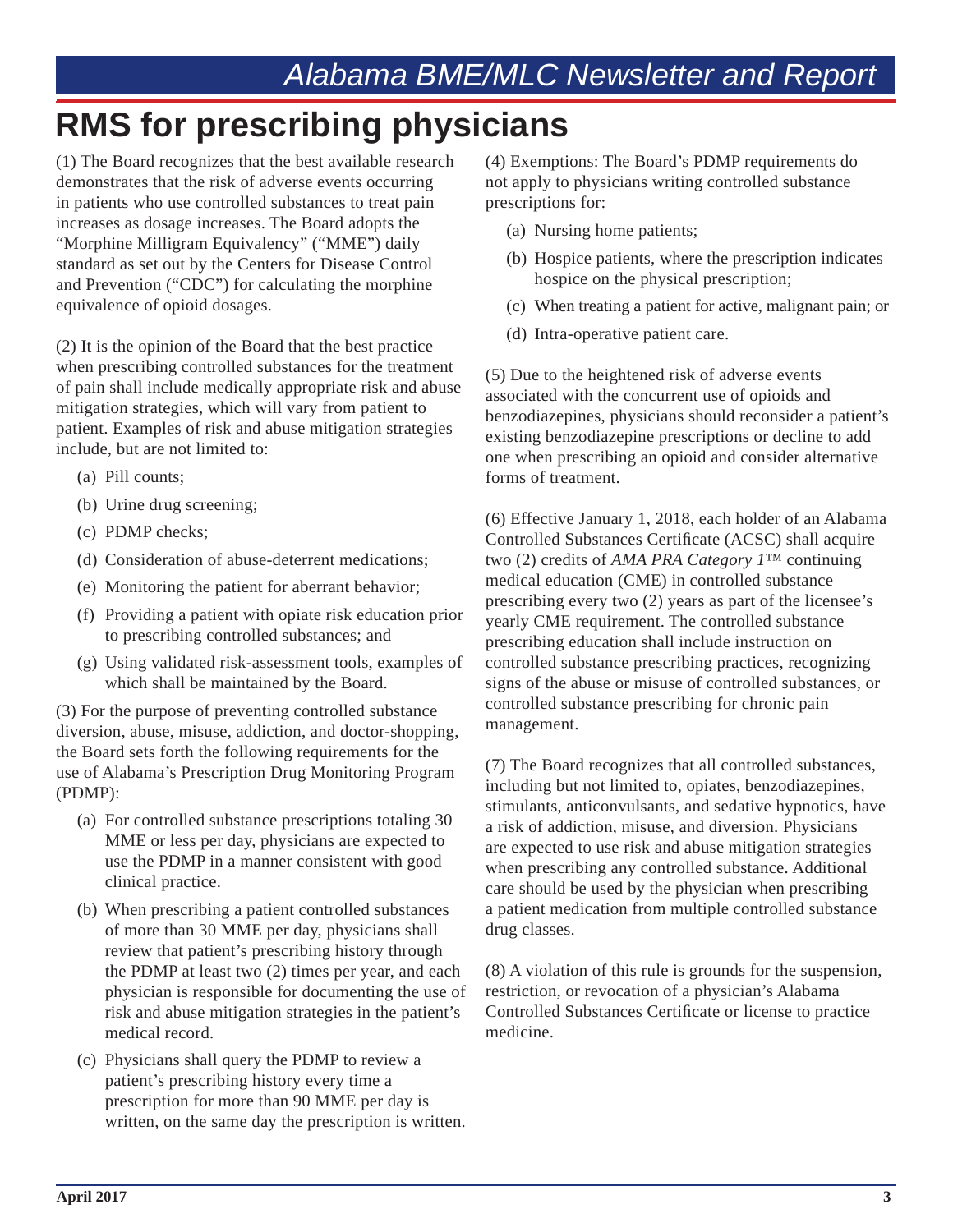# RMS for prescribing physicians

(1) The Board recognizes that the best available research demonstrates that the risk of adverse events occurring in patients who use controlled substances to treat pain increases as dosage increases. The Board adopts the "Morphine Milligram Equivalency" ("MME") daily standard as set out by the Centers for Disease Control and Prevention ("CDC") for calculating the morphine equivalence of opioid dosages.

(2) It is the opinion of the Board that the best practice when prescribing controlled substances for the treatment of pain shall include medically appropriate risk and abuse mitigation strategies, which will vary from patient to patient. Examples of risk and abuse mitigation strategies include, but are not limited to:

- (a) Pill counts;
- (b) Urine drug screening;
- (c) PDMP checks;
- (d) Consideration of abuse-deterrent medications;
- (e) Monitoring the patient for aberrant behavior;
- (f) Providing a patient with opiate risk education prior to prescribing controlled substances; and
- (g) Using validated risk-assessment tools, examples of which shall be maintained by the Board.

(3) For the purpose of preventing controlled substance diversion, abuse, misuse, addiction, and doctor-shopping, the Board sets forth the following requirements for the use of Alabama's Prescription Drug Monitoring Program (PDMP):

- (a) For controlled substance prescriptions totaling 30 MME or less per day, physicians are expected to use the PDMP in a manner consistent with good clinical practice.
- (b) When prescribing a patient controlled substances of more than 30 MME per day, physicians shall review that patient's prescribing history through the PDMP at least two (2) times per year, and each physician is responsible for documenting the use of risk and abuse mitigation strategies in the patient's medical record.
- (c) Physicians shall query the PDMP to review a patient's prescribing history every time a prescription for more than 90 MME per day is written, on the same day the prescription is written.

(4) Exemptions: The Board's PDMP requirements do not apply to physicians writing controlled substance prescriptions for:

- (a) Nursing home patients;
- (b) Hospice patients, where the prescription indicates hospice on the physical prescription;
- (c) When treating a patient for active, malignant pain; or
- (d) Intra-operative patient care.

(5) Due to the heightened risk of adverse events associated with the concurrent use of opioids and benzodiazepines, physicians should reconsider a patient's existing benzodiazepine prescriptions or decline to add one when prescribing an opioid and consider alternative forms of treatment.

(6) Effective January 1, 2018, each holder of an Alabama Controlled Substances Certificate (ACSC) shall acquire two (2) credits of *AMA PRA Category 1*™ continuing medical education (CME) in controlled substance prescribing every two (2) years as part of the licensee's yearly CME requirement. The controlled substance prescribing education shall include instruction on controlled substance prescribing practices, recognizing signs of the abuse or misuse of controlled substances, or controlled substance prescribing for chronic pain management.

(7) The Board recognizes that all controlled substances, including but not limited to, opiates, benzodiazepines, stimulants, anticonvulsants, and sedative hypnotics, have a risk of addiction, misuse, and diversion. Physicians are expected to use risk and abuse mitigation strategies when prescribing any controlled substance. Additional care should be used by the physician when prescribing a patient medication from multiple controlled substance drug classes.

(8) A violation of this rule is grounds for the suspension, restriction, or revocation of a physician's Alabama Controlled Substances Certificate or license to practice medicine.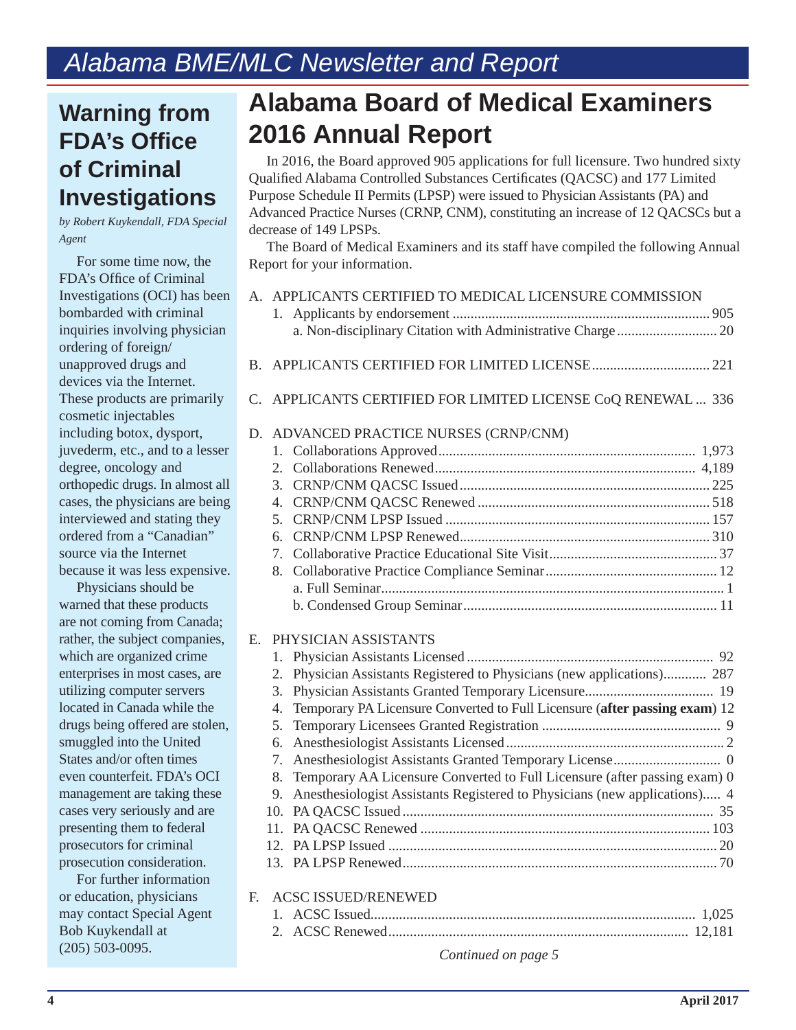## Warning from FDA's Office of Criminal Investigations

*by Robert Kuykendall, FDA Special Agent*

For some time now, the FDA's Office of Criminal Investigations (OCI) has been bombarded with criminal inquiries involving physician ordering of foreign/unapproved drugs and devices via the Internet. These products are primarily cosmetic injectables including botox, dysport, juvederm, etc., and to a lesser degree, oncology and orthopedic drugs. In almost all cases, the physicians are being interviewed and stating they ordered from a "Canadian" source via the Internet because it was less expensive.

Physicians should be warned that these products are not coming from Canada; rather, the subject companies, which are organized crime enterprises in most cases, are utilizing computer servers located in Canada while the drugs being offered are stolen, smuggled into the United States and/or often times even counterfeit. FDA's OCI management are taking these cases very seriously and are presenting them to federal prosecutors for criminal prosecution consideration.

For further information or education, physicians may contact Special Agent Bob Kuykendall at (205) 503-0095.

# Alabama Board of Medical Examiners 2016 Annual Report

In 2016, the Board approved 905 applications for full licensure. Two hundred sixty Qualified Alabama Controlled Substances Certificates (QACSC) and 177 Limited Purpose Schedule II Permits (LPSP) were issued to Physician Assistants (PA) and Advanced Practice Nurses (CRNP, CNM), constituting an increase of 12 QACSCs but a decrease of 149 LPSPs.

The Board of Medical Examiners and its staff have compiled the following Annual Report for your information.

A. APPLICANTS CERTIFIED TO MEDICAL LICENSURE COMMISSION
   1. Applicants by endorsement .......... 905
      a. Non-disciplinary Citation with Administrative Charge .......... 20

B. APPLICANTS CERTIFIED FOR LIMITED LICENSE .......... 221

C. APPLICANTS CERTIFIED FOR LIMITED LICENSE CoQ RENEWAL ... 336

D. ADVANCED PRACTICE NURSES (CRNP/CNM)
   1. Collaborations Approved .......... 1,973
   2. Collaborations Renewed .......... 4,189
   3. CRNP/CNM QACSC Issued .......... 225
   4. CRNP/CNM QACSC Renewed .......... 518
   5. CRNP/CNM LPSP Issued .......... 157
   6. CRNP/CNM LPSP Renewed .......... 310
   7. Collaborative Practice Educational Site Visit .......... 37
   8. Collaborative Practice Compliance Seminar .......... 12
      a. Full Seminar .......... 1
      b. Condensed Group Seminar .......... 11

E. PHYSICIAN ASSISTANTS
   1. Physician Assistants Licensed .......... 92
   2. Physician Assistants Registered to Physicians (new applications) .......... 287
   3. Physician Assistants Granted Temporary Licensure .......... 19
   4. Temporary PA Licensure Converted to Full Licensure (**after passing exam**) 12
   5. Temporary Licensees Granted Registration .......... 9
   6. Anesthesiologist Assistants Licensed .......... 2
   7. Anesthesiologist Assistants Granted Temporary License .......... 0
   8. Temporary AA Licensure Converted to Full Licensure (after passing exam) 0
   9. Anesthesiologist Assistants Registered to Physicians (new applications) ..... 4
   10. PA QACSC Issued .......... 35
   11. PA QACSC Renewed .......... 103
   12. PA LPSP Issued .......... 20
   13. PA LPSP Renewed .......... 70

F. ACSC ISSUED/RENEWED
   1. ACSC Issued .......... 1,025
   2. ACSC Renewed .......... 12,181

*Continued on page 5*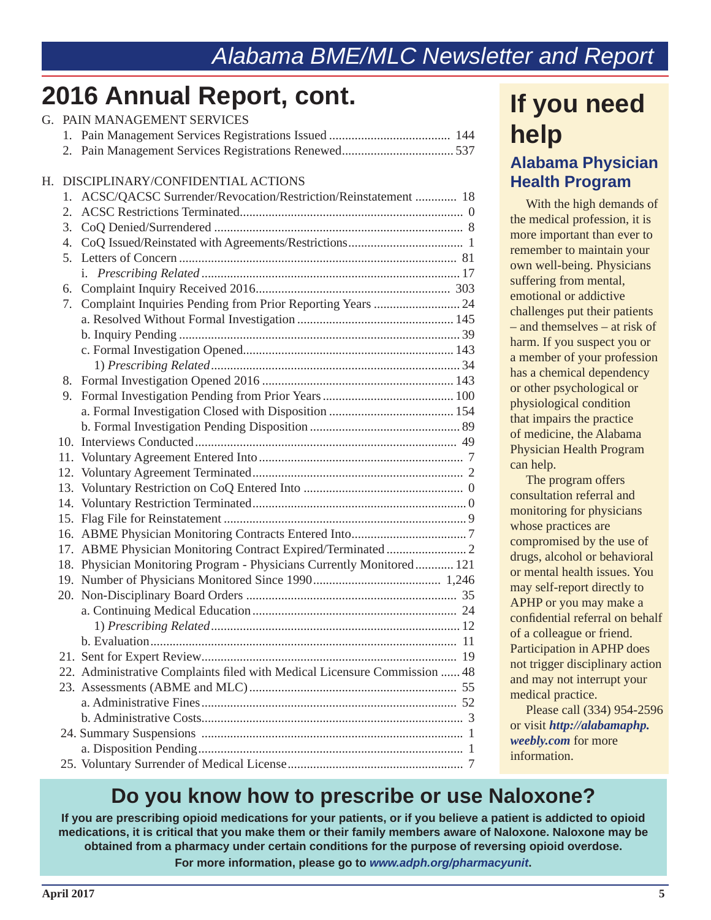# 2016 Annual Report, cont.

G. PAIN MANAGEMENT SERVICES

1. Pain Management Services Registrations Issued ...................................... 144
2. Pain Management Services Registrations Renewed................................... 537

H. DISCIPLINARY/CONFIDENTIAL ACTIONS

1. ACSC/QACSC Surrender/Revocation/Restriction/Reinstatement ............. 18
2. ACSC Restrictions Terminated...................................................................... 0
3. CoQ Denied/Surrendered .............................................................................. 8
4. CoQ Issued/Reinstated with Agreements/Restrictions.................................... 1
5. Letters of Concern ....................................................................................... 81
   i. *Prescribing Related* ................................................................................ 17
6. Complaint Inquiry Received 2016............................................................. 303
7. Complaint Inquiries Pending from Prior Reporting Years ........................... 24
   a. Resolved Without Formal Investigation ................................................. 145
   b. Inquiry Pending ........................................................................................ 39
   c. Formal Investigation Opened.................................................................. 143
      1) *Prescribing Related*.............................................................................. 34
8. Formal Investigation Opened 2016 ............................................................ 143
9. Formal Investigation Pending from Prior Years ......................................... 100
   a. Formal Investigation Closed with Disposition ....................................... 154
   b. Formal Investigation Pending Disposition ............................................... 89
10. Interviews Conducted.................................................................................. 49
11. Voluntary Agreement Entered Into ................................................................ 7
12. Voluntary Agreement Terminated.................................................................. 2
13. Voluntary Restriction on CoQ Entered Into ................................................. 0
14. Voluntary Restriction Terminated................................................................... 0
15. Flag File for Reinstatement ............................................................................ 9
16. ABME Physician Monitoring Contracts Entered Into.................................... 7
17. ABME Physician Monitoring Contract Expired/Terminated ......................... 2
18. Physician Monitoring Program - Physicians Currently Monitored............ 121
19. Number of Physicians Monitored Since 1990........................................ 1,246
20. Non-Disciplinary Board Orders .................................................................. 35
    a. Continuing Medical Education ................................................................ 24
       1) *Prescribing Related*.............................................................................. 12
    b. Evaluation................................................................................................ 11
21. Sent for Expert Review................................................................................ 19
22. Administrative Complaints filed with Medical Licensure Commission ...... 48
23. Assessments (ABME and MLC)................................................................. 55
    a. Administrative Fines................................................................................ 52
    b. Administrative Costs.................................................................................. 3
24. Summary Suspensions .................................................................................. 1
    a. Disposition Pending................................................................................... 1
25. Voluntary Surrender of Medical License....................................................... 7

# If you need help

## Alabama Physician Health Program

With the high demands of the medical profession, it is more important than ever to remember to maintain your own well-being. Physicians suffering from mental, emotional or addictive challenges put their patients – and themselves – at risk of harm. If you suspect you or a member of your profession has a chemical dependency or other psychological or physiological condition that impairs the practice of medicine, the Alabama Physician Health Program can help.

The program offers consultation referral and monitoring for physicians whose practices are compromised by the use of drugs, alcohol or behavioral or mental health issues. You may self-report directly to APHP or you may make a confidential referral on behalf of a colleague or friend. Participation in APHP does not trigger disciplinary action and may not interrupt your medical practice.

Please call (334) 954-2596 or visit ***http://alabamaphp.weebly.com*** for more information.

## Do you know how to prescribe or use Naloxone?

**If you are prescribing opioid medications for your patients, or if you believe a patient is addicted to opioid medications, it is critical that you make them or their family members aware of Naloxone. Naloxone may be obtained from a pharmacy under certain conditions for the purpose of reversing opioid overdose.**

**For more information, please go to *www.adph.org/pharmacyunit*.**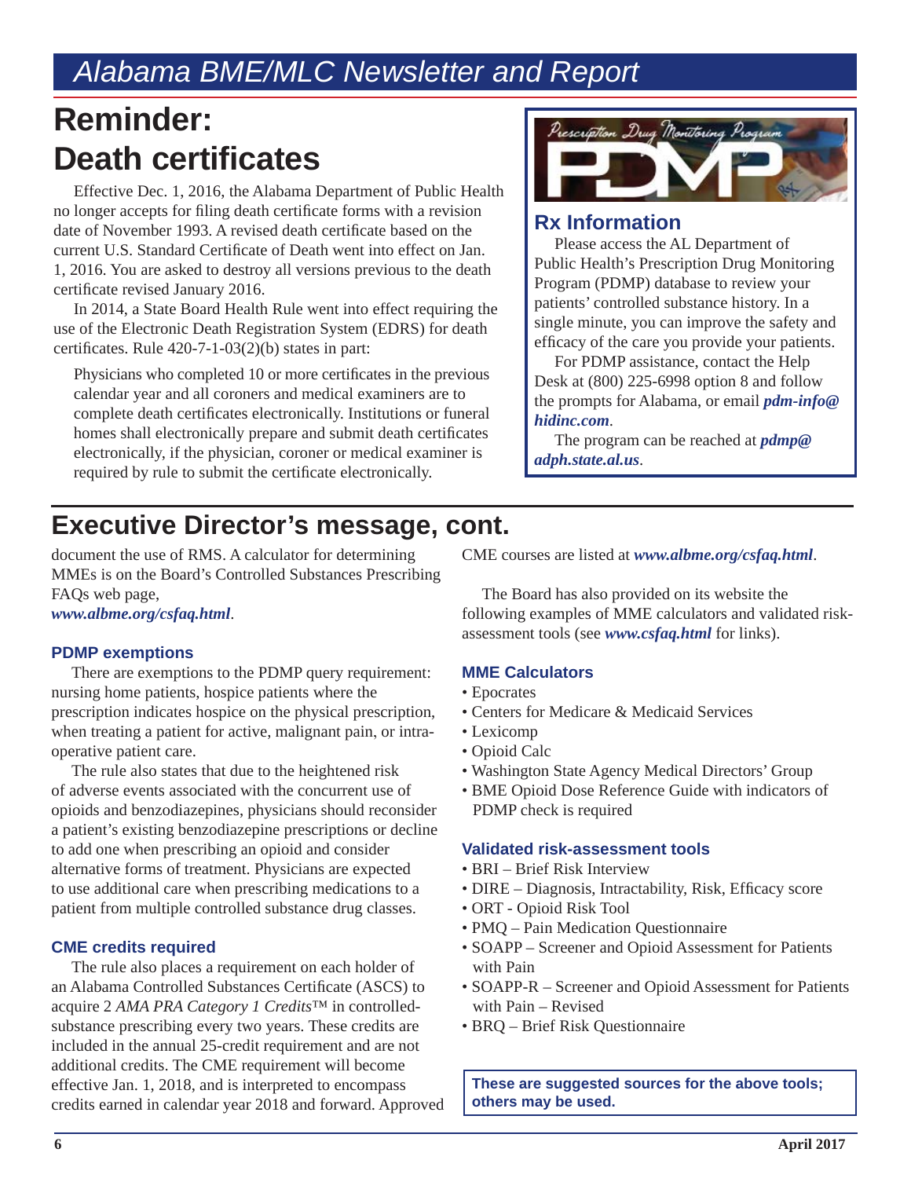# Reminder: Death certificates

Effective Dec. 1, 2016, the Alabama Department of Public Health no longer accepts for filing death certificate forms with a revision date of November 1993. A revised death certificate based on the current U.S. Standard Certificate of Death went into effect on Jan. 1, 2016. You are asked to destroy all versions previous to the death certificate revised January 2016.

In 2014, a State Board Health Rule went into effect requiring the use of the Electronic Death Registration System (EDRS) for death certificates. Rule 420-7-1-03(2)(b) states in part:

> Physicians who completed 10 or more certificates in the previous calendar year and all coroners and medical examiners are to complete death certificates electronically. Institutions or funeral homes shall electronically prepare and submit death certificates electronically, if the physician, coroner or medical examiner is required by rule to submit the certificate electronically.

## Rx Information

Please access the AL Department of Public Health's Prescription Drug Monitoring Program (PDMP) database to review your patients' controlled substance history. In a single minute, you can improve the safety and efficacy of the care you provide your patients.

For PDMP assistance, contact the Help Desk at (800) 225-6998 option 8 and follow the prompts for Alabama, or email ***pdm-info@hidinc.com***.

The program can be reached at ***pdmp@adph.state.al.us***.

# Executive Director's message, cont.

document the use of RMS. A calculator for determining MMEs is on the Board's Controlled Substances Prescribing FAQs web page, ***www.albme.org/csfaq.html***.

### PDMP exemptions

There are exemptions to the PDMP query requirement: nursing home patients, hospice patients where the prescription indicates hospice on the physical prescription, when treating a patient for active, malignant pain, or intra-operative patient care.

The rule also states that due to the heightened risk of adverse events associated with the concurrent use of opioids and benzodiazepines, physicians should reconsider a patient's existing benzodiazepine prescriptions or decline to add one when prescribing an opioid and consider alternative forms of treatment. Physicians are expected to use additional care when prescribing medications to a patient from multiple controlled substance drug classes.

### CME credits required

The rule also places a requirement on each holder of an Alabama Controlled Substances Certificate (ASCS) to acquire 2 *AMA PRA Category 1 Credits*™ in controlled-substance prescribing every two years. These credits are included in the annual 25-credit requirement and are not additional credits. The CME requirement will become effective Jan. 1, 2018, and is interpreted to encompass credits earned in calendar year 2018 and forward. Approved CME courses are listed at ***www.albme.org/csfaq.html***.

The Board has also provided on its website the following examples of MME calculators and validated risk-assessment tools (see ***www.csfaq.html*** for links).

### MME Calculators

- Epocrates
- Centers for Medicare & Medicaid Services
- Lexicomp
- Opioid Calc
- Washington State Agency Medical Directors' Group
- BME Opioid Dose Reference Guide with indicators of PDMP check is required

### Validated risk-assessment tools

- BRI – Brief Risk Interview
- DIRE – Diagnosis, Intractability, Risk, Efficacy score
- ORT - Opioid Risk Tool
- PMQ – Pain Medication Questionnaire
- SOAPP – Screener and Opioid Assessment for Patients with Pain
- SOAPP-R – Screener and Opioid Assessment for Patients with Pain – Revised
- BRQ – Brief Risk Questionnaire

**These are suggested sources for the above tools; others may be used.**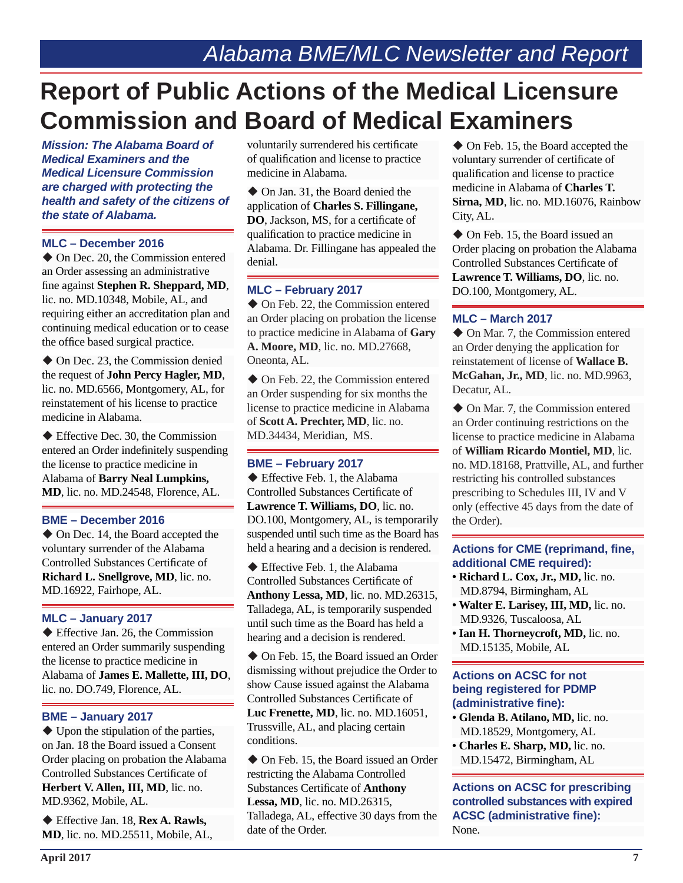# Report of Public Actions of the Medical Licensure Commission and Board of Medical Examiners

***Mission: The Alabama Board of Medical Examiners and the Medical Licensure Commission are charged with protecting the health and safety of the citizens of the state of Alabama.***

### MLC – December 2016

◆ On Dec. 20, the Commission entered an Order assessing an administrative fine against **Stephen R. Sheppard, MD**, lic. no. MD.10348, Mobile, AL, and requiring either an accreditation plan and continuing medical education or to cease the office based surgical practice.

◆ On Dec. 23, the Commission denied the request of **John Percy Hagler, MD**, lic. no. MD.6566, Montgomery, AL, for reinstatement of his license to practice medicine in Alabama.

◆ Effective Dec. 30, the Commission entered an Order indefinitely suspending the license to practice medicine in Alabama of **Barry Neal Lumpkins, MD**, lic. no. MD.24548, Florence, AL.

### BME – December 2016

◆ On Dec. 14, the Board accepted the voluntary surrender of the Alabama Controlled Substances Certificate of **Richard L. Snellgrove, MD**, lic. no. MD.16922, Fairhope, AL.

### MLC – January 2017

◆ Effective Jan. 26, the Commission entered an Order summarily suspending the license to practice medicine in Alabama of **James E. Mallette, III, DO**, lic. no. DO.749, Florence, AL.

### BME – January 2017

◆ Upon the stipulation of the parties, on Jan. 18 the Board issued a Consent Order placing on probation the Alabama Controlled Substances Certificate of **Herbert V. Allen, III, MD**, lic. no. MD.9362, Mobile, AL.

◆ Effective Jan. 18, **Rex A. Rawls, MD**, lic. no. MD.25511, Mobile, AL, voluntarily surrendered his certificate of qualification and license to practice medicine in Alabama.

◆ On Jan. 31, the Board denied the application of **Charles S. Fillingane, DO**, Jackson, MS, for a certificate of qualification to practice medicine in Alabama. Dr. Fillingane has appealed the denial.

### MLC – February 2017

◆ On Feb. 22, the Commission entered an Order placing on probation the license to practice medicine in Alabama of **Gary A. Moore, MD**, lic. no. MD.27668, Oneonta, AL.

◆ On Feb. 22, the Commission entered an Order suspending for six months the license to practice medicine in Alabama of **Scott A. Prechter, MD**, lic. no. MD.34434, Meridian, MS.

### BME – February 2017

◆ Effective Feb. 1, the Alabama Controlled Substances Certificate of **Lawrence T. Williams, DO**, lic. no. DO.100, Montgomery, AL, is temporarily suspended until such time as the Board has held a hearing and a decision is rendered.

◆ Effective Feb. 1, the Alabama Controlled Substances Certificate of **Anthony Lessa, MD**, lic. no. MD.26315, Talladega, AL, is temporarily suspended until such time as the Board has held a hearing and a decision is rendered.

◆ On Feb. 15, the Board issued an Order dismissing without prejudice the Order to show Cause issued against the Alabama Controlled Substances Certificate of **Luc Frenette, MD**, lic. no. MD.16051, Trussville, AL, and placing certain conditions.

◆ On Feb. 15, the Board issued an Order restricting the Alabama Controlled Substances Certificate of **Anthony Lessa, MD**, lic. no. MD.26315, Talladega, AL, effective 30 days from the date of the Order.

◆ On Feb. 15, the Board accepted the voluntary surrender of certificate of qualification and license to practice medicine in Alabama of **Charles T. Sirna, MD**, lic. no. MD.16076, Rainbow City, AL.

◆ On Feb. 15, the Board issued an Order placing on probation the Alabama Controlled Substances Certificate of **Lawrence T. Williams, DO**, lic. no. DO.100, Montgomery, AL.

### MLC – March 2017

◆ On Mar. 7, the Commission entered an Order denying the application for reinstatement of license of **Wallace B. McGahan, Jr., MD**, lic. no. MD.9963, Decatur, AL.

◆ On Mar. 7, the Commission entered an Order continuing restrictions on the license to practice medicine in Alabama of **William Ricardo Montiel, MD**, lic. no. MD.18168, Prattville, AL, and further restricting his controlled substances prescribing to Schedules III, IV and V only (effective 45 days from the date of the Order).

### Actions for CME (reprimand, fine, additional CME required):

- **Richard L. Cox, Jr., MD,** lic. no. MD.8794, Birmingham, AL
- **Walter E. Larisey, III, MD,** lic. no. MD.9326, Tuscaloosa, AL
- **Ian H. Thorneycroft, MD,** lic. no. MD.15135, Mobile, AL

### Actions on ACSC for not being registered for PDMP (administrative fine):

- **Glenda B. Atilano, MD,** lic. no. MD.18529, Montgomery, AL
- **Charles E. Sharp, MD,** lic. no. MD.15472, Birmingham, AL

### Actions on ACSC for prescribing controlled substances with expired ACSC (administrative fine):

None.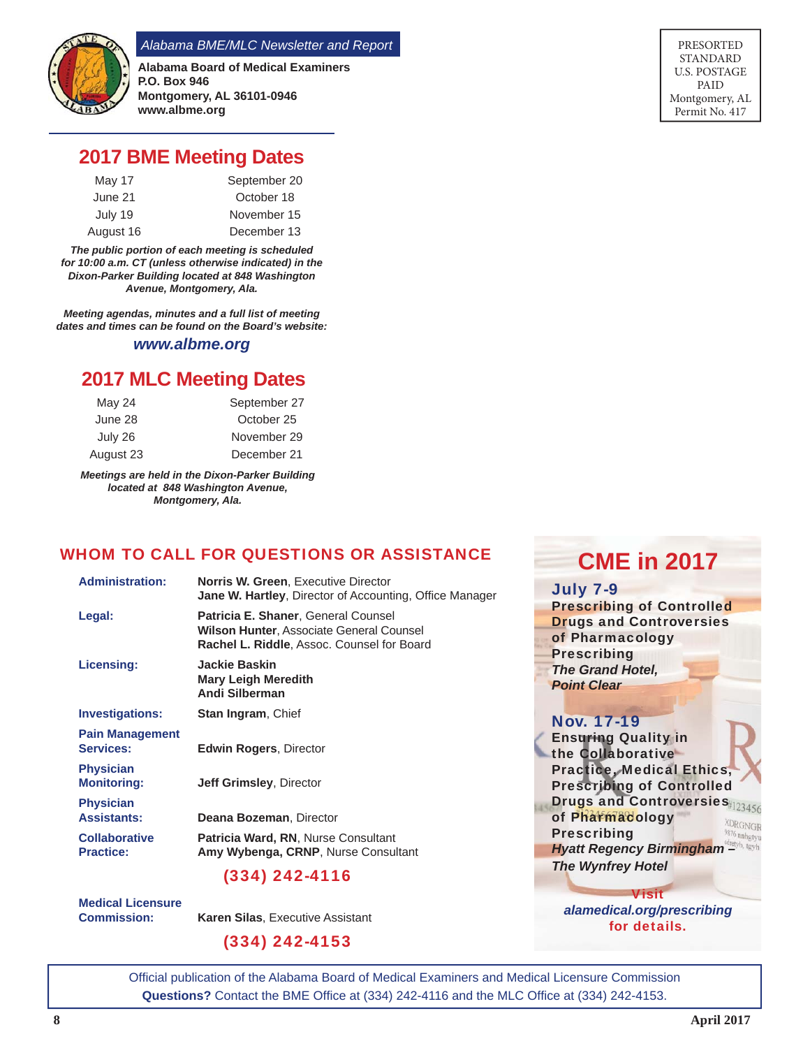*Alabama BME/MLC Newsletter and Report*

**Alabama Board of Medical Examiners**
**P.O. Box 946**
**Montgomery, AL 36101-0946**
**www.albme.org**

PRESORTED
STANDARD
U.S. POSTAGE
PAID
Montgomery, AL
Permit No. 417

## 2017 BME Meeting Dates

| | |
|---|---|
| May 17 | September 20 |
| June 21 | October 18 |
| July 19 | November 15 |
| August 16 | December 13 |

***The public portion of each meeting is scheduled for 10:00 a.m. CT (unless otherwise indicated) in the Dixon-Parker Building located at 848 Washington Avenue, Montgomery, Ala.***

***Meeting agendas, minutes and a full list of meeting dates and times can be found on the Board's website:***

***www.albme.org***

## 2017 MLC Meeting Dates

| | |
|---|---|
| May 24 | September 27 |
| June 28 | October 25 |
| July 26 | November 29 |
| August 23 | December 21 |

***Meetings are held in the Dixon-Parker Building located at 848 Washington Avenue, Montgomery, Ala.***

## WHOM TO CALL FOR QUESTIONS OR ASSISTANCE

| | |
|---|---|
| **Administration:** | **Norris W. Green**, Executive Director<br>**Jane W. Hartley**, Director of Accounting, Office Manager |
| **Legal:** | **Patricia E. Shaner**, General Counsel<br>**Wilson Hunter**, Associate General Counsel<br>**Rachel L. Riddle**, Assoc. Counsel for Board |
| **Licensing:** | **Jackie Baskin**<br>**Mary Leigh Meredith**<br>**Andi Silberman** |
| **Investigations:** | **Stan Ingram**, Chief |
| **Pain Management Services:** | **Edwin Rogers**, Director |
| **Physician Monitoring:** | **Jeff Grimsley**, Director |
| **Physician Assistants:** | **Deana Bozeman**, Director |
| **Collaborative Practice:** | **Patricia Ward, RN**, Nurse Consultant<br>**Amy Wybenga, CRNP**, Nurse Consultant |

**(334) 242-4116**

| | |
|---|---|
| **Medical Licensure Commission:** | **Karen Silas**, Executive Assistant |

**(334) 242-4153**

## CME in 2017

**July 7-9**
**Prescribing of Controlled Drugs and Controversies of Pharmacology Prescribing**
***The Grand Hotel, Point Clear***

**Nov. 17-19**
**Ensuring Quality in the Collaborative Practice, Medical Ethics, Prescribing of Controlled Drugs and Controversies of Pharmacology Prescribing**
***Hyatt Regency Birmingham – The Wynfrey Hotel***

**Visit *alamedical.org/prescribing* for details.**

Official publication of the Alabama Board of Medical Examiners and Medical Licensure Commission
**Questions?** Contact the BME Office at (334) 242-4116 and the MLC Office at (334) 242-4153.